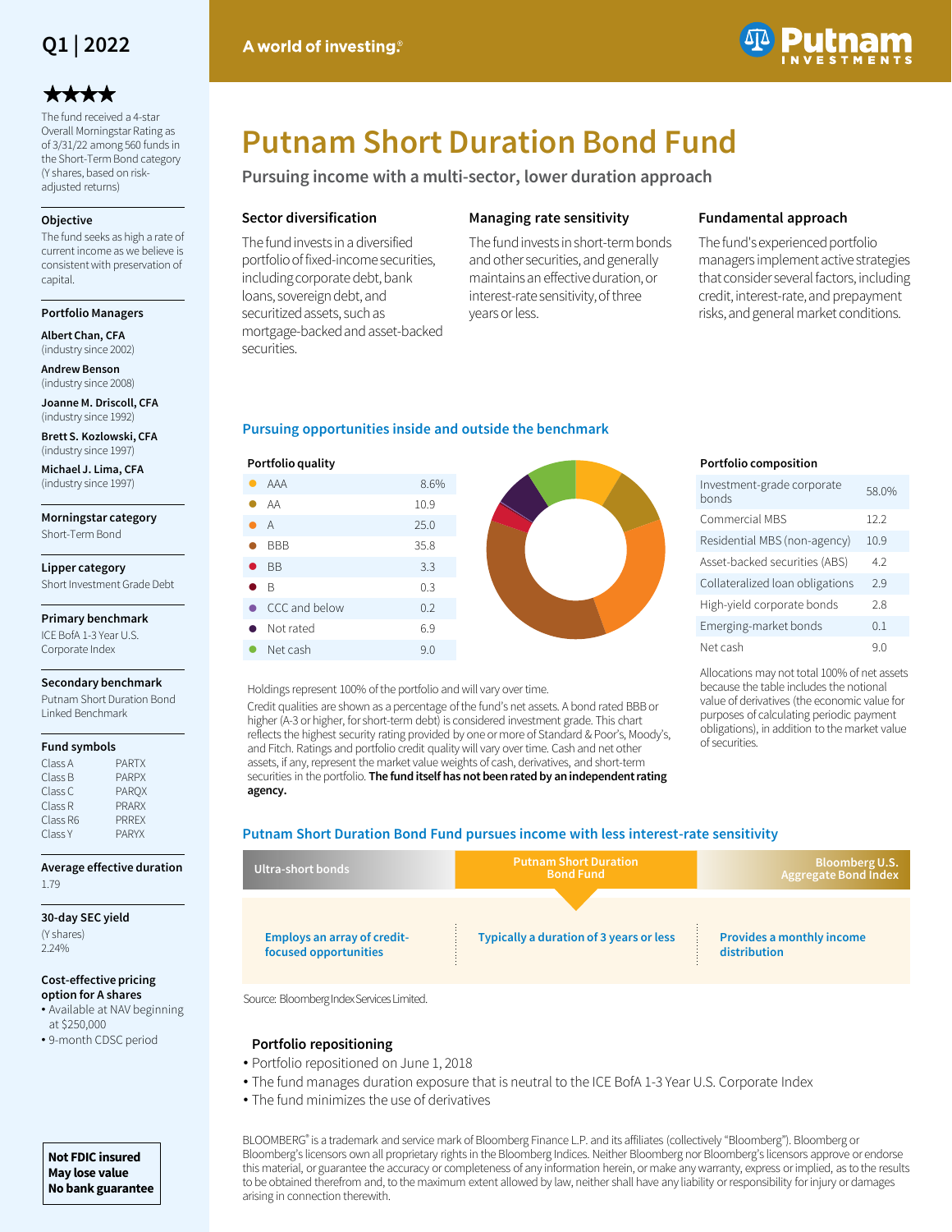Q1 | 2022

A world of investing.®

# Putnam Short Duration Bond Fund

**Pursuing income with a multi-sector, lower duration approach**

★★★★

The fund received a 4-star Overall Morningstar Rating as of 3/31/22 among 560 funds in the Short-Term Bond category (Y shares, based on risk-adjusted returns)

**Objective**

The fund seeks as high a rate of current income as we believe is consistent with preservation of capital.

**Portfolio Managers**

**Albert Chan, CFA** (industry since 2002)

**Andrew Benson** (industry since 2008)

**Joanne M. Driscoll, CFA** (industry since 1992)

**Brett S. Kozlowski, CFA** (industry since 1997)

**Michael J. Lima, CFA** (industry since 1997)

**Morningstar category**

Short-Term Bond

**Lipper category**

Short Investment Grade Debt

**Primary benchmark**

ICE BofA 1-3 Year U.S. Corporate Index

**Secondary benchmark**

Putnam Short Duration Bond Linked Benchmark

**Fund symbols**

| Class | Symbol |
|---|---|
| Class A | PARTX |
| Class B | PARPX |
| Class C | PARQX |
| Class R | PRARX |
| Class R6 | PRREX |
| Class Y | PARYX |

**Average effective duration**

1.79

**30-day SEC yield**

(Y shares)
2.24%

**Cost-effective pricing option for A shares**

- Available at NAV beginning at $250,000
- 9-month CDSC period

**Not FDIC insured**
**May lose value**
**No bank guarantee**

### Sector diversification

The fund invests in a diversified portfolio of fixed-income securities, including corporate debt, bank loans, sovereign debt, and securitized assets, such as mortgage-backed and asset-backed securities.

### Managing rate sensitivity

The fund invests in short-term bonds and other securities, and generally maintains an effective duration, or interest-rate sensitivity, of three years or less.

### Fundamental approach

The fund's experienced portfolio managers implement active strategies that consider several factors, including credit, interest-rate, and prepayment risks, and general market conditions.

## Pursuing opportunities inside and outside the benchmark

**Portfolio quality**

| Rating | % |
|---|---|
| AAA | 8.6% |
| AA | 10.9 |
| A | 25.0 |
| BBB | 35.8 |
| BB | 3.3 |
| B | 0.3 |
| CCC and below | 0.2 |
| Not rated | 6.9 |
| Net cash | 9.0 |

Holdings represent 100% of the portfolio and will vary over time.

Credit qualities are shown as a percentage of the fund's net assets. A bond rated BBB or higher (A-3 or higher, for short-term debt) is considered investment grade. This chart reflects the highest security rating provided by one or more of Standard & Poor's, Moody's, and Fitch. Ratings and portfolio credit quality will vary over time. Cash and net other assets, if any, represent the market value weights of cash, derivatives, and short-term securities in the portfolio. **The fund itself has not been rated by an independent rating agency.**

**Portfolio composition**

| Sector | % |
|---|---|
| Investment-grade corporate bonds | 58.0% |
| Commercial MBS | 12.2 |
| Residential MBS (non-agency) | 10.9 |
| Asset-backed securities (ABS) | 4.2 |
| Collateralized loan obligations | 2.9 |
| High-yield corporate bonds | 2.8 |
| Emerging-market bonds | 0.1 |
| Net cash | 9.0 |

Allocations may not total 100% of net assets because the table includes the notional value of derivatives (the economic value for purposes of calculating periodic payment obligations), in addition to the market value of securities.

## Putnam Short Duration Bond Fund pursues income with less interest-rate sensitivity

| Ultra-short bonds | Putnam Short Duration Bond Fund | Bloomberg U.S. Aggregate Bond Index |
|---|---|---|
| Employs an array of credit-focused opportunities | Typically a duration of 3 years or less | Provides a monthly income distribution |

Source: Bloomberg Index Services Limited.

### Portfolio repositioning

- Portfolio repositioned on June 1, 2018
- The fund manages duration exposure that is neutral to the ICE BofA 1-3 Year U.S. Corporate Index
- The fund minimizes the use of derivatives

BLOOMBERG® is a trademark and service mark of Bloomberg Finance L.P. and its affiliates (collectively "Bloomberg"). Bloomberg or Bloomberg's licensors own all proprietary rights in the Bloomberg Indices. Neither Bloomberg nor Bloomberg's licensors approve or endorse this material, or guarantee the accuracy or completeness of any information herein, or make any warranty, express or implied, as to the results to be obtained therefrom and, to the maximum extent allowed by law, neither shall have any liability or responsibility for injury or damages arising in connection therewith.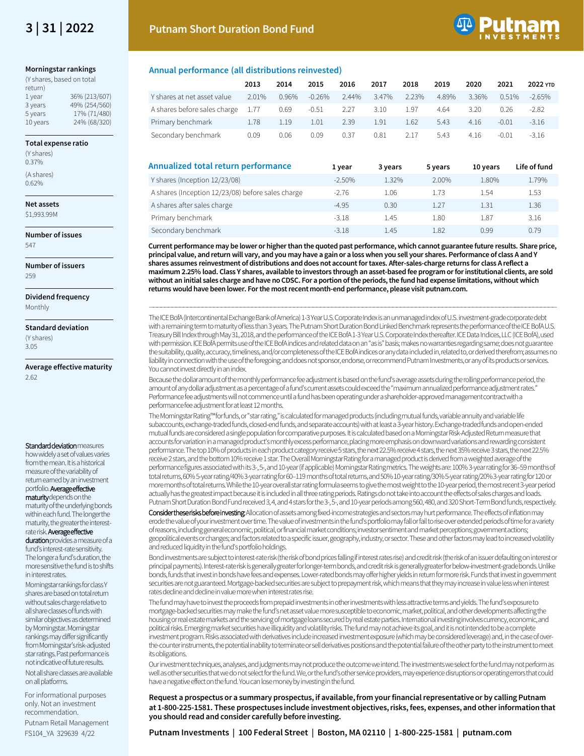# Putnam Short Duration Bond Fund

**3 | 31 | 2022**

## Annual performance (all distributions reinvested)

| | 2013 | 2014 | 2015 | 2016 | 2017 | 2018 | 2019 | 2020 | 2021 | 2022 YTD |
|---|---|---|---|---|---|---|---|---|---|---|
| Y shares at net asset value | 2.01% | 0.96% | -0.26% | 2.44% | 3.47% | 2.23% | 4.89% | 3.36% | 0.51% | -2.65% |
| A shares before sales charge | 1.77 | 0.69 | -0.51 | 2.27 | 3.10 | 1.97 | 4.64 | 3.20 | 0.26 | -2.82 |
| Primary benchmark | 1.78 | 1.19 | 1.01 | 2.39 | 1.91 | 1.62 | 5.43 | 4.16 | -0.01 | -3.16 |
| Secondary benchmark | 0.09 | 0.06 | 0.09 | 0.37 | 0.81 | 2.17 | 5.43 | 4.16 | -0.01 | -3.16 |

## Annualized total return performance

| | 1 year | 3 years | 5 years | 10 years | Life of fund |
|---|---|---|---|---|---|
| Y shares (Inception 12/23/08) | -2.50% | 1.32% | 2.00% | 1.80% | 1.79% |
| A shares (Inception 12/23/08) before sales charge | -2.76 | 1.06 | 1.73 | 1.54 | 1.53 |
| A shares after sales charge | -4.95 | 0.30 | 1.27 | 1.31 | 1.36 |
| Primary benchmark | -3.18 | 1.45 | 1.80 | 1.87 | 3.16 |
| Secondary benchmark | -3.18 | 1.45 | 1.82 | 0.99 | 0.79 |

**Current performance may be lower or higher than the quoted past performance, which cannot guarantee future results. Share price, principal value, and return will vary, and you may have a gain or a loss when you sell your shares. Performance of class A and Y shares assumes reinvestment of distributions and does not account for taxes. After-sales-charge returns for class A reflect a maximum 2.25% load. Class Y shares, available to investors through an asset-based fee program or for institutional clients, are sold without an initial sales charge and have no CDSC. For a portion of the periods, the fund had expense limitations, without which returns would have been lower. For the most recent month-end performance, please visit putnam.com.**

The ICE BofA (Intercontinental Exchange Bank of America) 1-3 Year U.S. Corporate Index is an unmanaged index of U.S. investment-grade corporate debt with a remaining term to maturity of less than 3 years. The Putnam Short Duration Bond Linked Benchmark represents the performance of the ICE BofA U.S. Treasury Bill Index through May 31, 2018, and the performance of the ICE BofA 1-3 Year U.S. Corporate Index thereafter. ICE Data Indices, LLC (ICE BofA), used with permission. ICE BofA permits use of the ICE BofA indices and related data on an "as is" basis; makes no warranties regarding same; does not guarantee the suitability, quality, accuracy, timeliness, and/or completeness of the ICE BofA indices or any data included in, related to, or derived therefrom; assumes no liability in connection with the use of the foregoing; and does not sponsor, endorse, or recommend Putnam Investments, or any of its products or services. You cannot invest directly in an index.

Because the dollar amount of the monthly performance fee adjustment is based on the fund's average assets during the rolling performance period, the amount of any dollar adjustment as a percentage of a fund's current assets could exceed the "maximum annualized performance adjustment rates." Performance fee adjustments will not commence until a fund has been operating under a shareholder-approved management contract with a performance fee adjustment for at least 12 months.

The Morningstar Rating™ for funds, or "star rating," is calculated for managed products (including mutual funds, variable annuity and variable life subaccounts, exchange-traded funds, closed-end funds, and separate accounts) with at least a 3-year history. Exchange-traded funds and open-ended mutual funds are considered a single population for comparative purposes. It is calculated based on a Morningstar Risk-Adjusted Return measure that accounts for variation in a managed product's monthly excess performance, placing more emphasis on downward variations and rewarding consistent performance. The top 10% of products in each product category receive 5 stars, the next 22.5% receive 4 stars, the next 35% receive 3 stars, the next 22.5% receive 2 stars, and the bottom 10% receive 1 star. The Overall Morningstar Rating for a managed product is derived from a weighted average of the performance figures associated with its 3-, 5-, and 10-year (if applicable) Morningstar Rating metrics. The weights are: 100% 3-year rating for 36–59 months of total returns, 60% 5-year rating/40% 3-year rating for 60–119 months of total returns, and 50% 10-year rating/30% 5-year rating/20% 3-year rating for 120 or more months of total returns. While the 10-year overall star rating formula seems to give the most weight to the 10-year period, the most recent 3-year period actually has the greatest impact because it is included in all three rating periods. Ratings do not take into account the effects of sales charges and loads. Putnam Short Duration Bond Fund received 3, 4, and 4 stars for the 3-, 5-, and 10-year periods among 560, 480, and 320 Short-Term Bond funds, respectively.

**Consider these risks before investing:** Allocation of assets among fixed-income strategies and sectors may hurt performance. The effects of inflation may erode the value of your investment over time. The value of investments in the fund's portfolio may fall or fail to rise over extended periods of time for a variety of reasons, including general economic, political, or financial market conditions; investor sentiment and market perceptions; government actions; geopolitical events or changes; and factors related to a specific issuer, geography, industry, or sector. These and other factors may lead to increased volatility and reduced liquidity in the fund's portfolio holdings.

Bond investments are subject to interest-rate risk (the risk of bond prices falling if interest rates rise) and credit risk (the risk of an issuer defaulting on interest or principal payments). Interest-rate risk is generally greater for longer-term bonds, and credit risk is generally greater for below-investment-grade bonds. Unlike bonds, funds that invest in bonds have fees and expenses. Lower-rated bonds may offer higher yields in return for more risk. Funds that invest in government securities are not guaranteed. Mortgage-backed securities are subject to prepayment risk, which means that they may increase in value less when interest rates decline and decline in value more when interest rates rise.

The fund may have to invest the proceeds from prepaid investments in other investments with less attractive terms and yields. The fund's exposure to mortgage-backed securities may make the fund's net asset value more susceptible to economic, market, political, and other developments affecting the housing or real estate markets and the servicing of mortgage loans secured by real estate parties. International investing involves currency, economic, and political risks. Emerging market securities have illiquidity and volatility risks. The fund may not achieve its goal, and it is not intended to be a complete investment program. Risks associated with derivatives include increased investment exposure (which may be considered leverage) and, in the case of over-the-counter instruments, the potential inability to terminate or sell derivatives positions and the potential failure of the other party to the instrument to meet its obligations.

Our investment techniques, analyses, and judgments may not produce the outcome we intend. The investments we select for the fund may not perform as well as other securities that we do not select for the fund. We, or the fund's other service providers, may experience disruptions or operating errors that could have a negative effect on the fund. You can lose money by investing in the fund.

**Request a prospectus or a summary prospectus, if available, from your financial representative or by calling Putnam at 1-800-225-1581. These prospectuses include investment objectives, risks, fees, expenses, and other information that you should read and consider carefully before investing.**

**Putnam Investments | 100 Federal Street | Boston, MA 02110 | 1-800-225-1581 | putnam.com**

---

**Morningstar rankings**

(Y shares, based on total return)

| | |
|---|---|
| 1 year | 36% (213/607) |
| 3 years | 49% (254/560) |
| 5 years | 17% (71/480) |
| 10 years | 24% (68/320) |

**Total expense ratio**

(Y shares) 0.37%

(A shares) 0.62%

**Net assets**

$1,993.99M

**Number of issues**

547

**Number of issuers**

259

**Dividend frequency**

Monthly

**Standard deviation**

(Y shares) 3.05

**Average effective maturity**

2.62

**Standard deviation** measures how widely a set of values varies from the mean. It is a historical measure of the variability of return earned by an investment portfolio. **Average effective maturity** depends on the maturity of the underlying bonds within each fund. The longer the maturity, the greater the interest-rate risk. **Average effective duration** provides a measure of a fund's interest-rate sensitivity. The longer a fund's duration, the more sensitive the fund is to shifts in interest rates.

Morningstar rankings for class Y shares are based on total return without sales charge relative to all share classes of funds with similar objectives as determined by Morningstar. Morningstar rankings may differ significantly from Morningstar's risk-adjusted star ratings. Past performance is not indicative of future results.

Not all share classes are available on all platforms.

For informational purposes only. Not an investment recommendation.

Putnam Retail Management

FS104_YA 329639 4/22